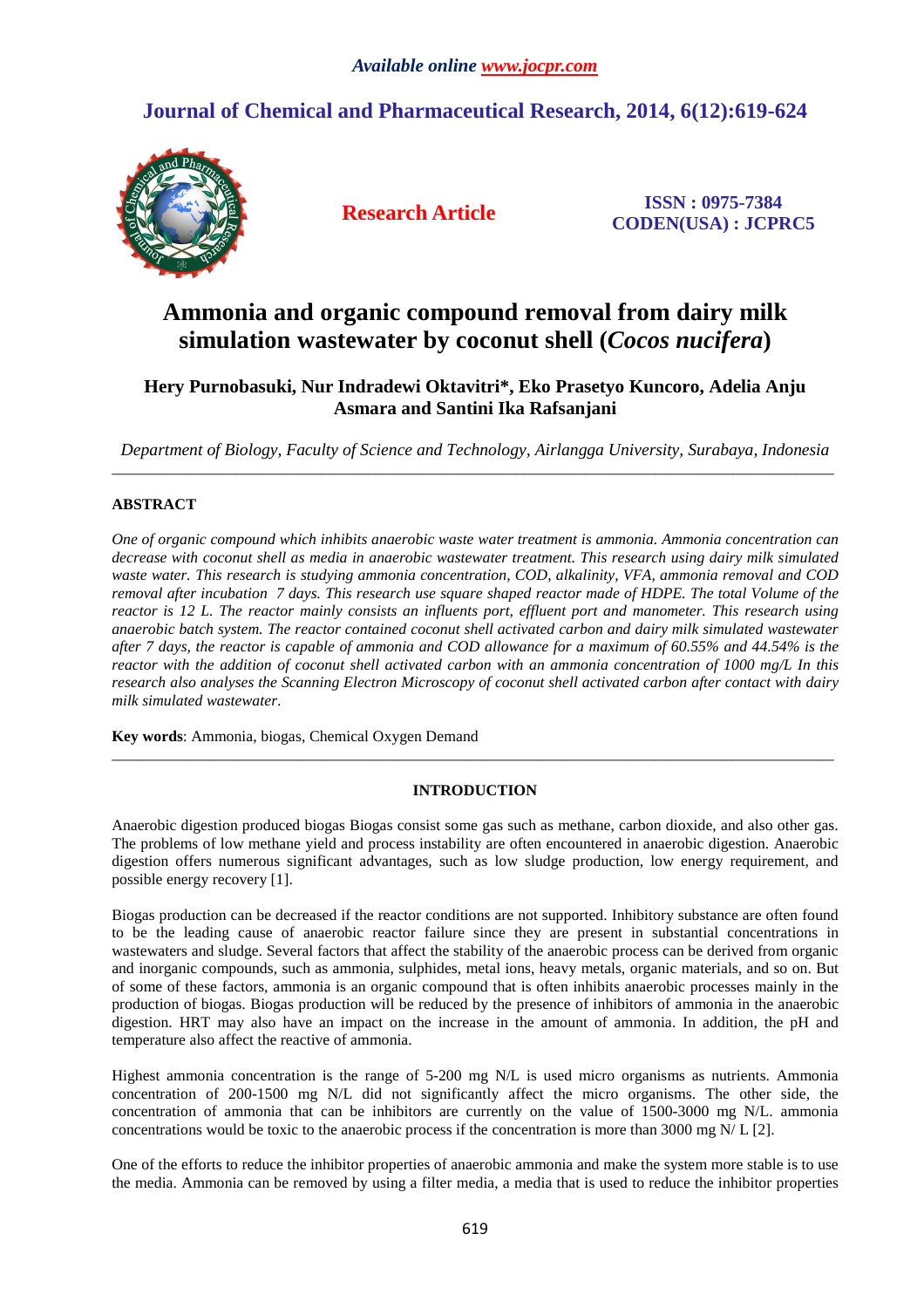*Available online www.jocpr.com*

# Journal of Chemical and Pharmaceutical Research, 2014, 6(12):619-624

**Research Article**

**ISSN : 0975-7384**
**CODEN(USA) : JCPRC5**

# Ammonia and organic compound removal from dairy milk simulation wastewater by coconut shell (*Cocos nucifera*)

**Hery Purnobasuki, Nur Indradewi Oktavitri\*, Eko Prasetyo Kuncoro, Adelia Anju Asmara and Santini Ika Rafsanjani**

*Department of Biology, Faculty of Science and Technology, Airlangga University, Surabaya, Indonesia*

---

## ABSTRACT

*One of organic compound which inhibits anaerobic waste water treatment is ammonia. Ammonia concentration can decrease with coconut shell as media in anaerobic wastewater treatment. This research using dairy milk simulated waste water. This research is studying ammonia concentration, COD, alkalinity, VFA, ammonia removal and COD removal after incubation 7 days. This research use square shaped reactor made of HDPE. The total Volume of the reactor is 12 L. The reactor mainly consists an influents port, effluent port and manometer. This research using anaerobic batch system. The reactor contained coconut shell activated carbon and dairy milk simulated wastewater after 7 days, the reactor is capable of ammonia and COD allowance for a maximum of 60.55% and 44.54% is the reactor with the addition of coconut shell activated carbon with an ammonia concentration of 1000 mg/L In this research also analyses the Scanning Electron Microscopy of coconut shell activated carbon after contact with dairy milk simulated wastewater.*

**Key words**: Ammonia, biogas, Chemical Oxygen Demand

---

## INTRODUCTION

Anaerobic digestion produced biogas Biogas consist some gas such as methane, carbon dioxide, and also other gas. The problems of low methane yield and process instability are often encountered in anaerobic digestion. Anaerobic digestion offers numerous significant advantages, such as low sludge production, low energy requirement, and possible energy recovery [1].

Biogas production can be decreased if the reactor conditions are not supported. Inhibitory substance are often found to be the leading cause of anaerobic reactor failure since they are present in substantial concentrations in wastewaters and sludge. Several factors that affect the stability of the anaerobic process can be derived from organic and inorganic compounds, such as ammonia, sulphides, metal ions, heavy metals, organic materials, and so on. But of some of these factors, ammonia is an organic compound that is often inhibits anaerobic processes mainly in the production of biogas. Biogas production will be reduced by the presence of inhibitors of ammonia in the anaerobic digestion. HRT may also have an impact on the increase in the amount of ammonia. In addition, the pH and temperature also affect the reactive of ammonia.

Highest ammonia concentration is the range of 5-200 mg N/L is used micro organisms as nutrients. Ammonia concentration of 200-1500 mg N/L did not significantly affect the micro organisms. The other side, the concentration of ammonia that can be inhibitors are currently on the value of 1500-3000 mg N/L. ammonia concentrations would be toxic to the anaerobic process if the concentration is more than 3000 mg N/ L [2].

One of the efforts to reduce the inhibitor properties of anaerobic ammonia and make the system more stable is to use the media. Ammonia can be removed by using a filter media, a media that is used to reduce the inhibitor properties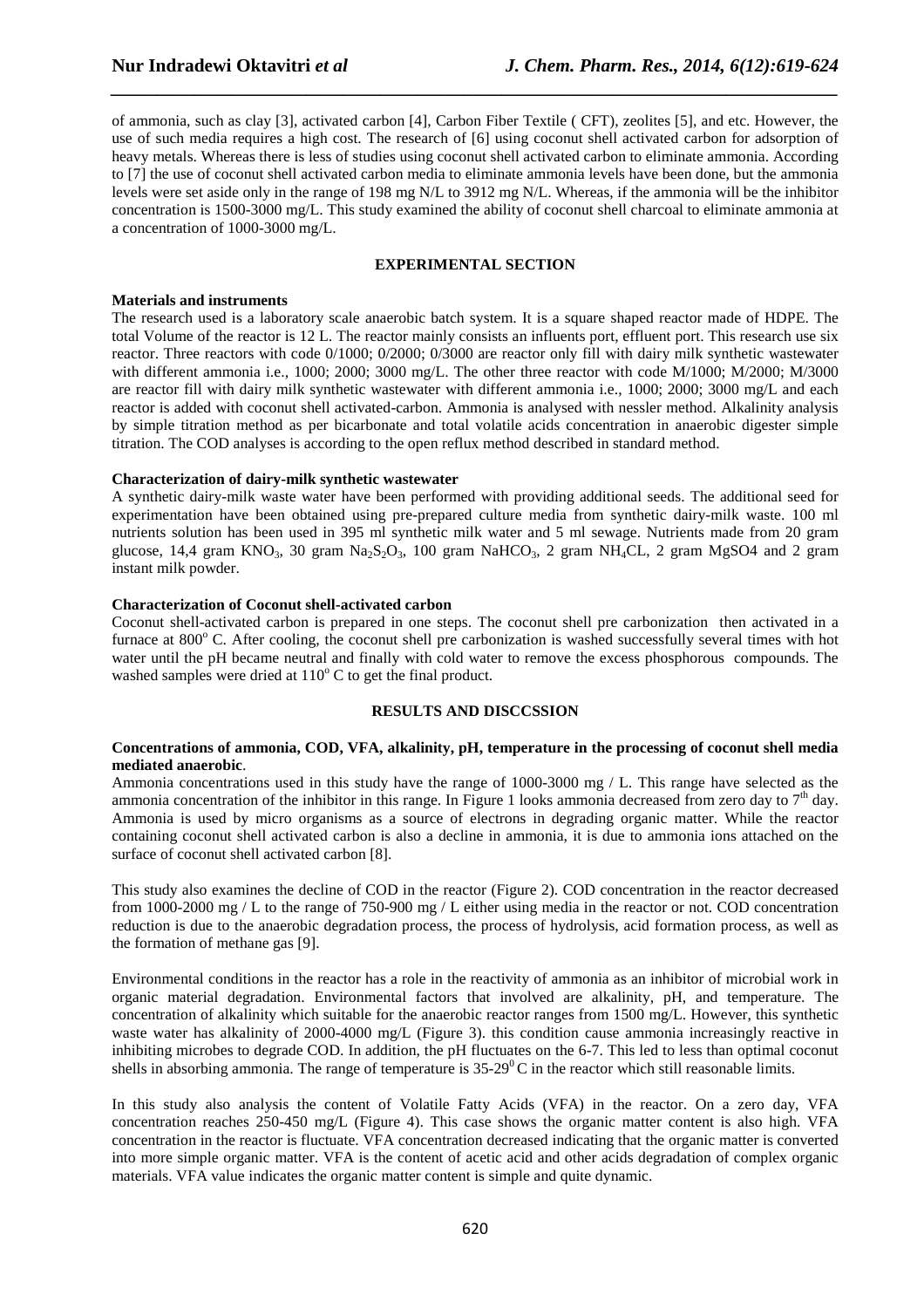of ammonia, such as clay [3], activated carbon [4], Carbon Fiber Textile ( CFT), zeolites [5], and etc. However, the use of such media requires a high cost. The research of [6] using coconut shell activated carbon for adsorption of heavy metals. Whereas there is less of studies using coconut shell activated carbon to eliminate ammonia. According to [7] the use of coconut shell activated carbon media to eliminate ammonia levels have been done, but the ammonia levels were set aside only in the range of 198 mg N/L to 3912 mg N/L. Whereas, if the ammonia will be the inhibitor concentration is 1500-3000 mg/L. This study examined the ability of coconut shell charcoal to eliminate ammonia at a concentration of 1000-3000 mg/L.

## EXPERIMENTAL SECTION

### Materials and instruments

The research used is a laboratory scale anaerobic batch system. It is a square shaped reactor made of HDPE. The total Volume of the reactor is 12 L. The reactor mainly consists an influents port, effluent port. This research use six reactor. Three reactors with code 0/1000; 0/2000; 0/3000 are reactor only fill with dairy milk synthetic wastewater with different ammonia i.e., 1000; 2000; 3000 mg/L. The other three reactor with code M/1000; M/2000; M/3000 are reactor fill with dairy milk synthetic wastewater with different ammonia i.e., 1000; 2000; 3000 mg/L and each reactor is added with coconut shell activated-carbon. Ammonia is analysed with nessler method. Alkalinity analysis by simple titration method as per bicarbonate and total volatile acids concentration in anaerobic digester simple titration. The COD analyses is according to the open reflux method described in standard method.

### Characterization of dairy-milk synthetic wastewater

A synthetic dairy-milk waste water have been performed with providing additional seeds. The additional seed for experimentation have been obtained using pre-prepared culture media from synthetic dairy-milk waste. 100 ml nutrients solution has been used in 395 ml synthetic milk water and 5 ml sewage. Nutrients made from 20 gram glucose, 14,4 gram $KNO_3$, 30 gram $Na_2S_2O_3$, 100 gram $NaHCO_3$, 2 gram $NH_4CL$, 2 gram MgSO4 and 2 gram instant milk powder.

### Characterization of Coconut shell-activated carbon

Coconut shell-activated carbon is prepared in one steps. The coconut shell pre carbonization then activated in a furnace at $800^o$ C. After cooling, the coconut shell pre carbonization is washed successfully several times with hot water until the pH became neutral and finally with cold water to remove the excess phosphorous compounds. The washed samples were dried at $110^o$ C to get the final product.

## RESULTS AND DISCCSSION

### Concentrations of ammonia, COD, VFA, alkalinity, pH, temperature in the processing of coconut shell media mediated anaerobic.

Ammonia concentrations used in this study have the range of 1000-3000 mg / L. This range have selected as the ammonia concentration of the inhibitor in this range. In Figure 1 looks ammonia decreased from zero day to $7^{th}$ day. Ammonia is used by micro organisms as a source of electrons in degrading organic matter. While the reactor containing coconut shell activated carbon is also a decline in ammonia, it is due to ammonia ions attached on the surface of coconut shell activated carbon [8].

This study also examines the decline of COD in the reactor (Figure 2). COD concentration in the reactor decreased from 1000-2000 mg / L to the range of 750-900 mg / L either using media in the reactor or not. COD concentration reduction is due to the anaerobic degradation process, the process of hydrolysis, acid formation process, as well as the formation of methane gas [9].

Environmental conditions in the reactor has a role in the reactivity of ammonia as an inhibitor of microbial work in organic material degradation. Environmental factors that involved are alkalinity, pH, and temperature. The concentration of alkalinity which suitable for the anaerobic reactor ranges from 1500 mg/L. However, this synthetic waste water has alkalinity of 2000-4000 mg/L (Figure 3). this condition cause ammonia increasingly reactive in inhibiting microbes to degrade COD. In addition, the pH fluctuates on the 6-7. This led to less than optimal coconut shells in absorbing ammonia. The range of temperature is $35\text{-}29^0$ C in the reactor which still reasonable limits.

In this study also analysis the content of Volatile Fatty Acids (VFA) in the reactor. On a zero day, VFA concentration reaches 250-450 mg/L (Figure 4). This case shows the organic matter content is also high. VFA concentration in the reactor is fluctuate. VFA concentration decreased indicating that the organic matter is converted into more simple organic matter. VFA is the content of acetic acid and other acids degradation of complex organic materials. VFA value indicates the organic matter content is simple and quite dynamic.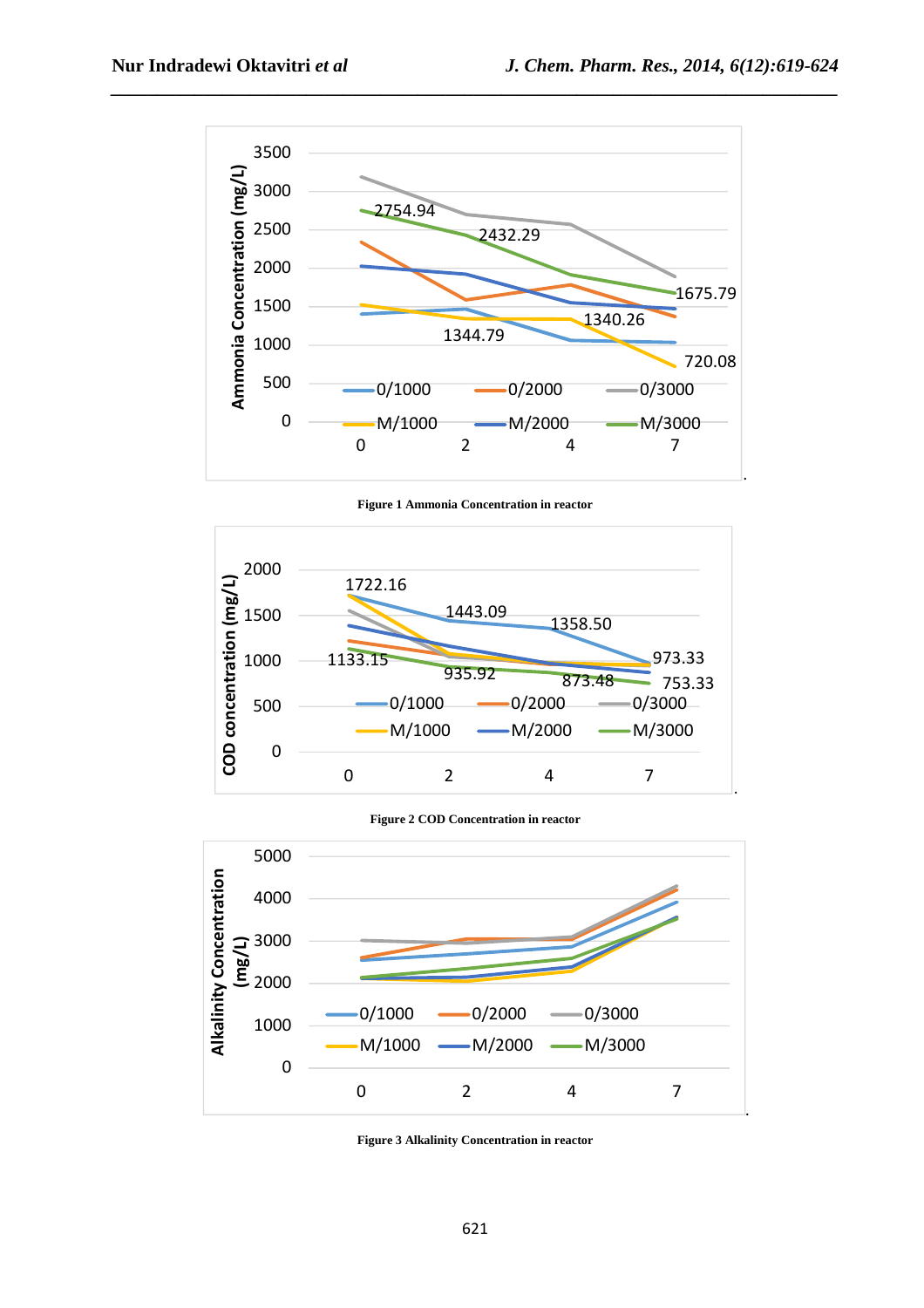Figure 1 Ammonia Concentration in reactor

Figure 2 COD Concentration in reactor

Figure 3 Alkalinity Concentration in reactor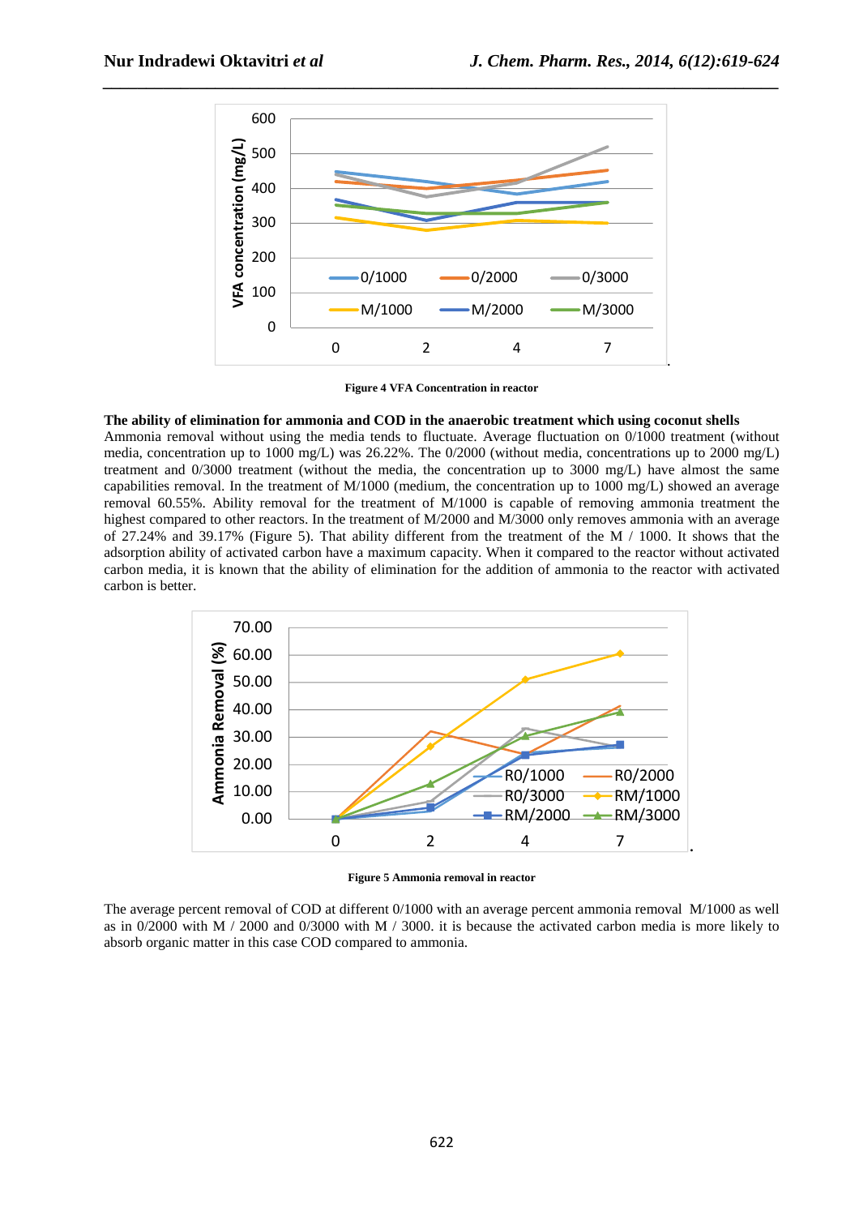Figure 4 VFA Concentration in reactor

**The ability of elimination for ammonia and COD in the anaerobic treatment which using coconut shells**

Ammonia removal without using the media tends to fluctuate. Average fluctuation on 0/1000 treatment (without media, concentration up to 1000 mg/L) was 26.22%. The 0/2000 (without media, concentrations up to 2000 mg/L) treatment and 0/3000 treatment (without the media, the concentration up to 3000 mg/L) have almost the same capabilities removal. In the treatment of M/1000 (medium, the concentration up to 1000 mg/L) showed an average removal 60.55%. Ability removal for the treatment of M/1000 is capable of removing ammonia treatment the highest compared to other reactors. In the treatment of M/2000 and M/3000 only removes ammonia with an average of 27.24% and 39.17% (Figure 5). That ability different from the treatment of the M / 1000. It shows that the adsorption ability of activated carbon have a maximum capacity. When it compared to the reactor without activated carbon media, it is known that the ability of elimination for the addition of ammonia to the reactor with activated carbon is better.

Figure 5 Ammonia removal in reactor

The average percent removal of COD at different 0/1000 with an average percent ammonia removal M/1000 as well as in 0/2000 with M / 2000 and 0/3000 with M / 3000. it is because the activated carbon media is more likely to absorb organic matter in this case COD compared to ammonia.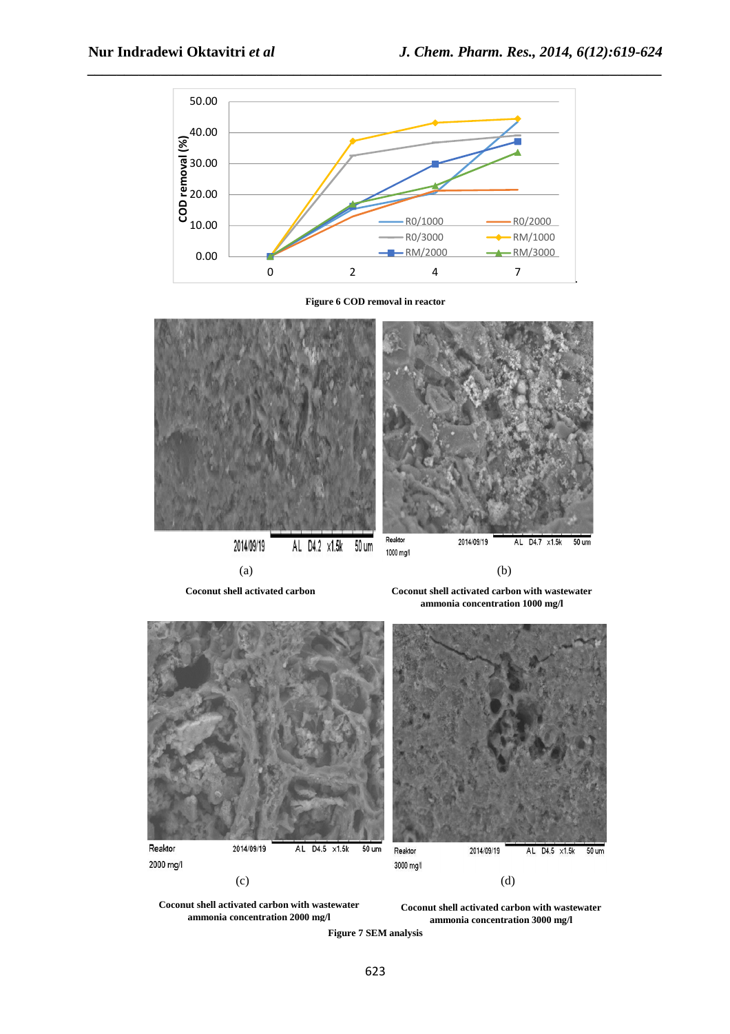Figure 6 COD removal in reactor

(a)

Coconut shell activated carbon

(b)

Coconut shell activated carbon with wastewater ammonia concentration 1000 mg/l

(c)

Coconut shell activated carbon with wastewater ammonia concentration 2000 mg/l

(d)

Coconut shell activated carbon with wastewater ammonia concentration 3000 mg/l

Figure 7 SEM analysis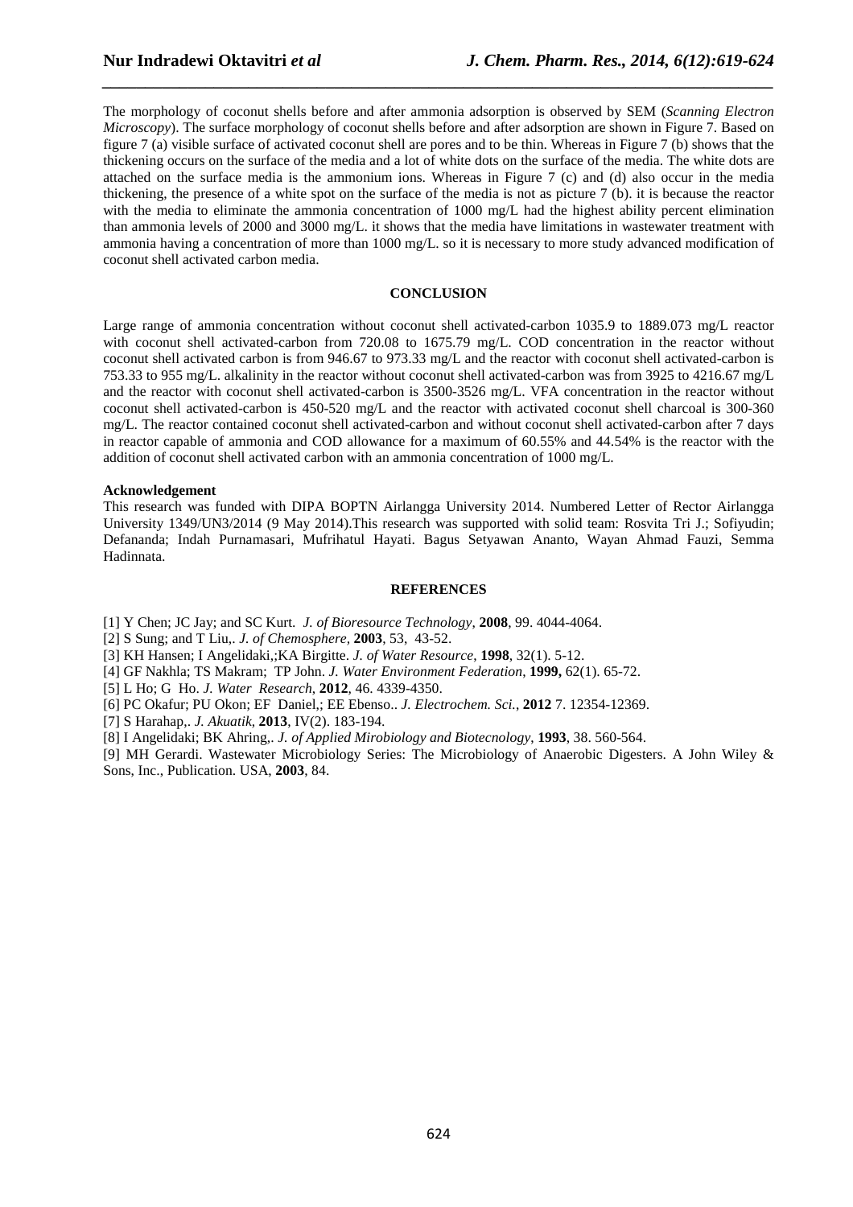The morphology of coconut shells before and after ammonia adsorption is observed by SEM (*Scanning Electron Microscopy*). The surface morphology of coconut shells before and after adsorption are shown in Figure 7. Based on figure 7 (a) visible surface of activated coconut shell are pores and to be thin. Whereas in Figure 7 (b) shows that the thickening occurs on the surface of the media and a lot of white dots on the surface of the media. The white dots are attached on the surface media is the ammonium ions. Whereas in Figure 7 (c) and (d) also occur in the media thickening, the presence of a white spot on the surface of the media is not as picture 7 (b). it is because the reactor with the media to eliminate the ammonia concentration of 1000 mg/L had the highest ability percent elimination than ammonia levels of 2000 and 3000 mg/L. it shows that the media have limitations in wastewater treatment with ammonia having a concentration of more than 1000 mg/L. so it is necessary to more study advanced modification of coconut shell activated carbon media.

## CONCLUSION

Large range of ammonia concentration without coconut shell activated-carbon 1035.9 to 1889.073 mg/L reactor with coconut shell activated-carbon from 720.08 to 1675.79 mg/L. COD concentration in the reactor without coconut shell activated carbon is from 946.67 to 973.33 mg/L and the reactor with coconut shell activated-carbon is 753.33 to 955 mg/L. alkalinity in the reactor without coconut shell activated-carbon was from 3925 to 4216.67 mg/L and the reactor with coconut shell activated-carbon is 3500-3526 mg/L. VFA concentration in the reactor without coconut shell activated-carbon is 450-520 mg/L and the reactor with activated coconut shell charcoal is 300-360 mg/L. The reactor contained coconut shell activated-carbon and without coconut shell activated-carbon after 7 days in reactor capable of ammonia and COD allowance for a maximum of 60.55% and 44.54% is the reactor with the addition of coconut shell activated carbon with an ammonia concentration of 1000 mg/L.

**Acknowledgement**

This research was funded with DIPA BOPTN Airlangga University 2014. Numbered Letter of Rector Airlangga University 1349/UN3/2014 (9 May 2014).This research was supported with solid team: Rosvita Tri J.; Sofiyudin; Defananda; Indah Purnamasari, Mufrihatul Hayati. Bagus Setyawan Ananto, Wayan Ahmad Fauzi, Semma Hadinnata.

## REFERENCES

[1] Y Chen; JC Jay; and SC Kurt. *J. of Bioresource Technology*, **2008**, 99. 4044-4064.

[2] S Sung; and T Liu,. *J. of Chemosphere*, **2003**, 53, 43-52.

[3] KH Hansen; I Angelidaki,;KA Birgitte. *J. of Water Resource*, **1998**, 32(1). 5-12.

[4] GF Nakhla; TS Makram; TP John. *J. Water Environment Federation*, **1999,** 62(1). 65-72.

[5] L Ho; G Ho. *J. Water Research*, **2012**, 46. 4339-4350.

[6] PC Okafur; PU Okon; EF Daniel,; EE Ebenso.. *J. Electrochem. Sci.*, **2012** 7. 12354-12369.

[7] S Harahap,. *J. Akuatik*, **2013**, IV(2). 183-194.

[8] I Angelidaki; BK Ahring,. *J. of Applied Mirobiology and Biotecnology*, **1993**, 38. 560-564.

[9] MH Gerardi. Wastewater Microbiology Series: The Microbiology of Anaerobic Digesters. A John Wiley & Sons, Inc., Publication. USA, **2003**, 84.